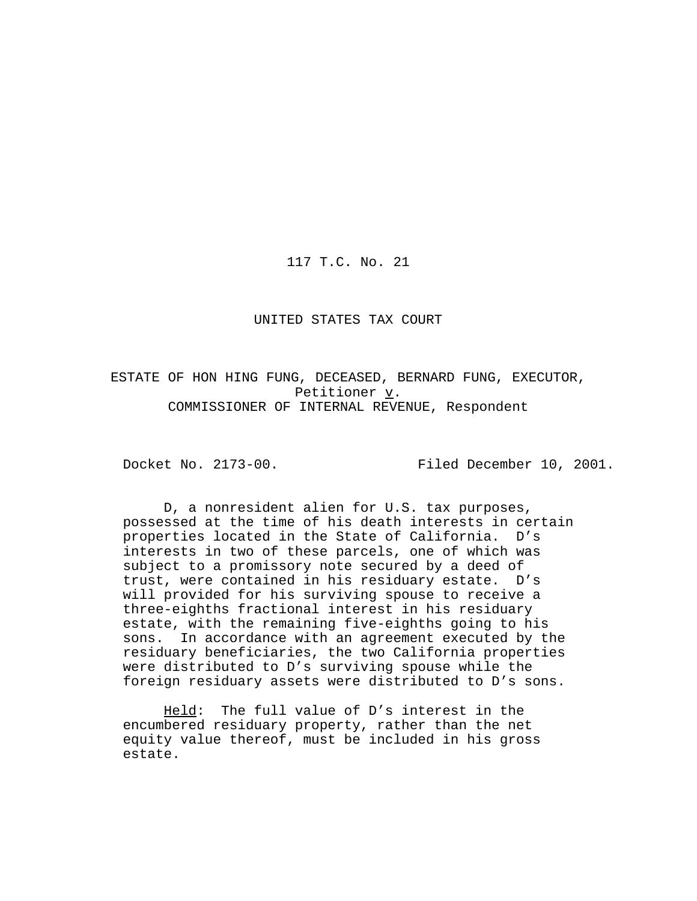117 T.C. No. 21

UNITED STATES TAX COURT

ESTATE OF HON HING FUNG, DECEASED, BERNARD FUNG, EXECUTOR, Petitioner v. COMMISSIONER OF INTERNAL REVENUE, Respondent

Docket No. 2173-00. Filed December 10, 2001.

D, a nonresident alien for U.S. tax purposes, possessed at the time of his death interests in certain properties located in the State of California. D's interests in two of these parcels, one of which was subject to a promissory note secured by a deed of trust, were contained in his residuary estate. D's will provided for his surviving spouse to receive a three-eighths fractional interest in his residuary estate, with the remaining five-eighths going to his sons. In accordance with an agreement executed by the residuary beneficiaries, the two California properties were distributed to D's surviving spouse while the foreign residuary assets were distributed to D's sons.

Held: The full value of D's interest in the encumbered residuary property, rather than the net equity value thereof, must be included in his gross estate.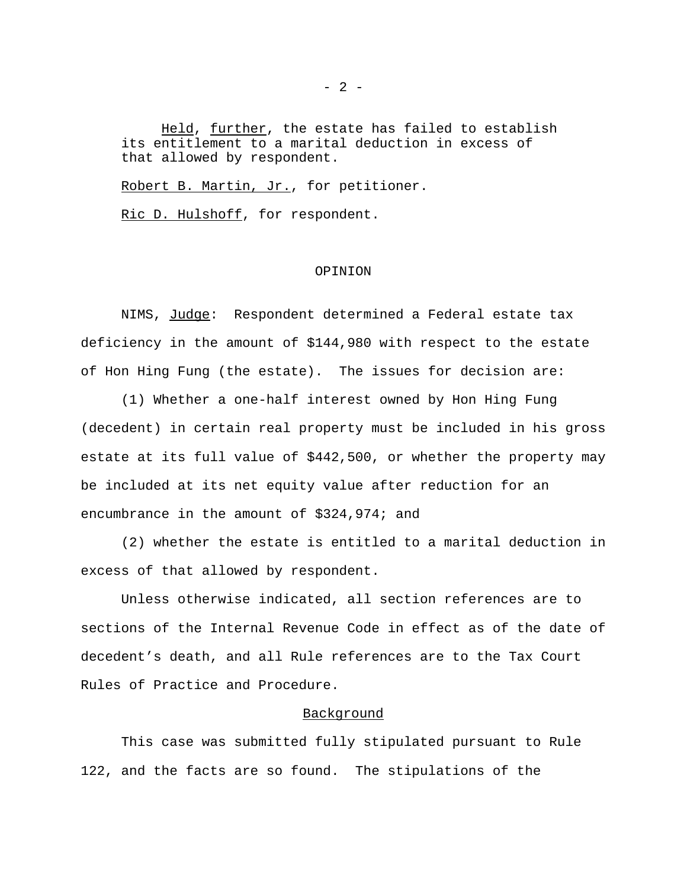*Held*, *further*, the estate has failed to establish its entitlement to a marital deduction in excess of that allowed by respondent.

Robert B. Martin, Jr., for petitioner.

Ric D. Hulshoff, for respondent.

## OPINION

NIMS, *Judge*: Respondent determined a Federal estate tax deficiency in the amount of $144,980 with respect to the estate of Hon Hing Fung (the estate). The issues for decision are:

(1) Whether a one-half interest owned by Hon Hing Fung (decedent) in certain real property must be included in his gross estate at its full value of $442,500, or whether the property may be included at its net equity value after reduction for an encumbrance in the amount of $324,974; and

(2) whether the estate is entitled to a marital deduction in excess of that allowed by respondent.

Unless otherwise indicated, all section references are to sections of the Internal Revenue Code in effect as of the date of decedent's death, and all Rule references are to the Tax Court Rules of Practice and Procedure.

### Background

This case was submitted fully stipulated pursuant to Rule 122, and the facts are so found. The stipulations of the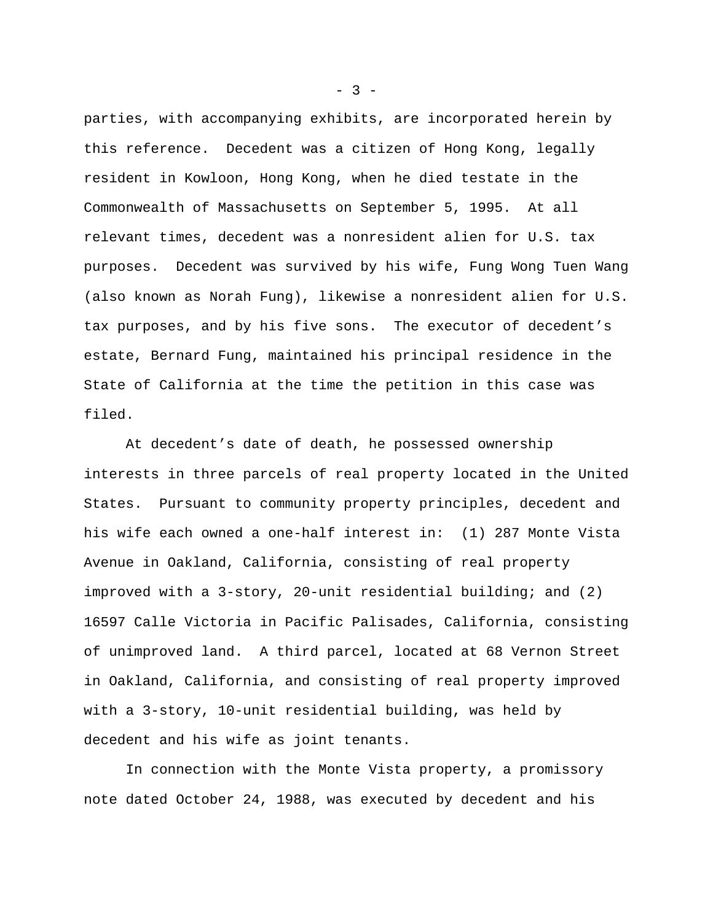parties, with accompanying exhibits, are incorporated herein by this reference. Decedent was a citizen of Hong Kong, legally resident in Kowloon, Hong Kong, when he died testate in the Commonwealth of Massachusetts on September 5, 1995. At all relevant times, decedent was a nonresident alien for U.S. tax purposes. Decedent was survived by his wife, Fung Wong Tuen Wang (also known as Norah Fung), likewise a nonresident alien for U.S. tax purposes, and by his five sons. The executor of decedent's estate, Bernard Fung, maintained his principal residence in the State of California at the time the petition in this case was filed.

At decedent's date of death, he possessed ownership interests in three parcels of real property located in the United States. Pursuant to community property principles, decedent and his wife each owned a one-half interest in: (1) 287 Monte Vista Avenue in Oakland, California, consisting of real property improved with a 3-story, 20-unit residential building; and (2) 16597 Calle Victoria in Pacific Palisades, California, consisting of unimproved land. A third parcel, located at 68 Vernon Street in Oakland, California, and consisting of real property improved with a 3-story, 10-unit residential building, was held by decedent and his wife as joint tenants.

In connection with the Monte Vista property, a promissory note dated October 24, 1988, was executed by decedent and his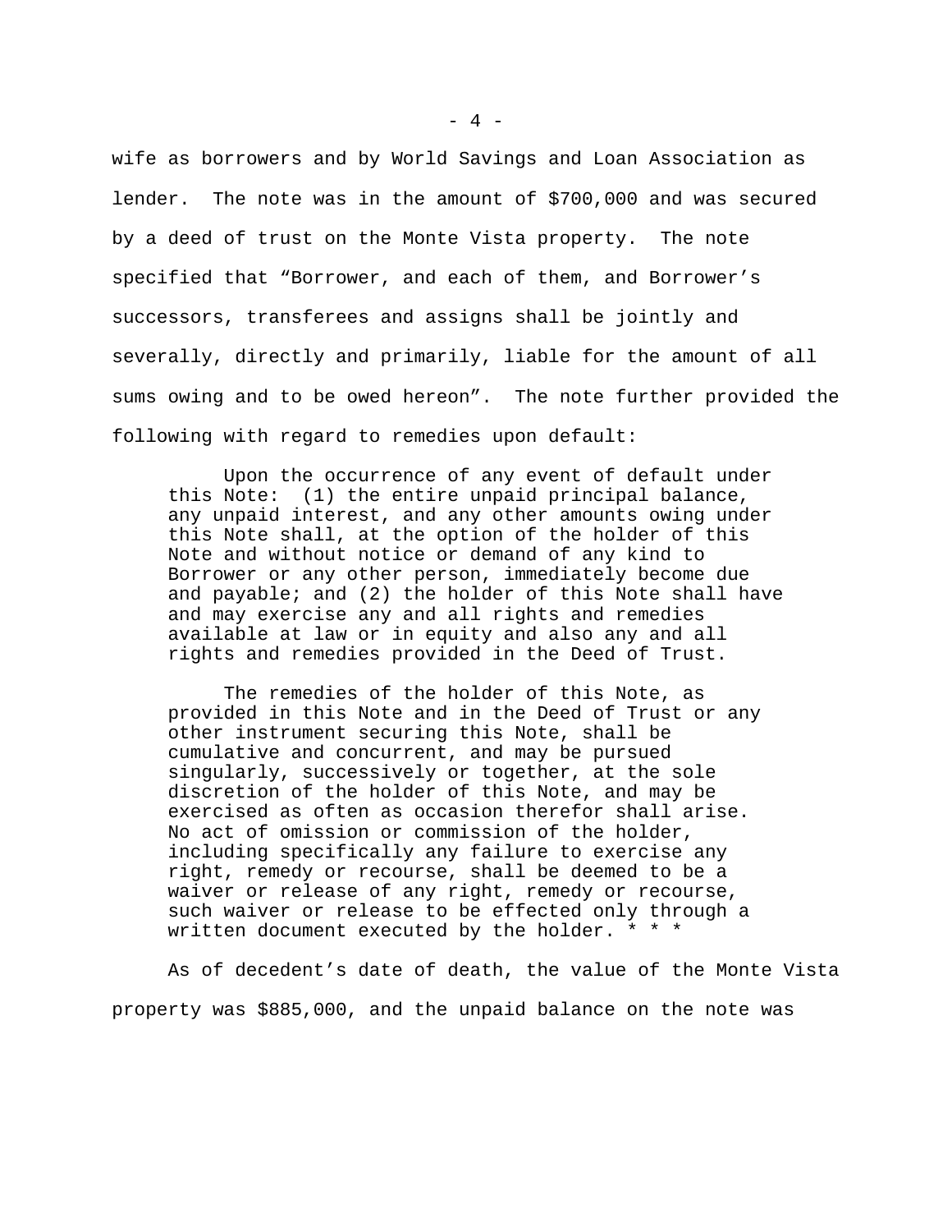wife as borrowers and by World Savings and Loan Association as lender. The note was in the amount of $700,000 and was secured by a deed of trust on the Monte Vista property. The note specified that "Borrower, and each of them, and Borrower's successors, transferees and assigns shall be jointly and severally, directly and primarily, liable for the amount of all sums owing and to be owed hereon". The note further provided the following with regard to remedies upon default:

> Upon the occurrence of any event of default under this Note: (1) the entire unpaid principal balance, any unpaid interest, and any other amounts owing under this Note shall, at the option of the holder of this Note and without notice or demand of any kind to Borrower or any other person, immediately become due and payable; and (2) the holder of this Note shall have and may exercise any and all rights and remedies available at law or in equity and also any and all rights and remedies provided in the Deed of Trust.
>
> The remedies of the holder of this Note, as provided in this Note and in the Deed of Trust or any other instrument securing this Note, shall be cumulative and concurrent, and may be pursued singularly, successively or together, at the sole discretion of the holder of this Note, and may be exercised as often as occasion therefor shall arise. No act of omission or commission of the holder, including specifically any failure to exercise any right, remedy or recourse, shall be deemed to be a waiver or release of any right, remedy or recourse, such waiver or release to be effected only through a written document executed by the holder. * * *

As of decedent's date of death, the value of the Monte Vista property was $885,000, and the unpaid balance on the note was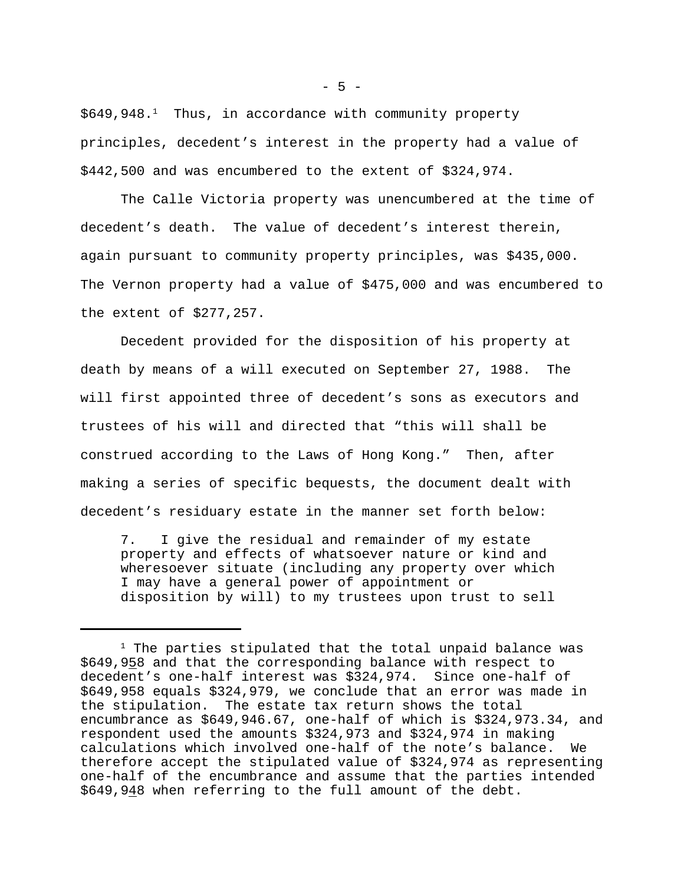$649,948.[1] Thus, in accordance with community property principles, decedent’s interest in the property had a value of $442,500 and was encumbered to the extent of $324,974.

The Calle Victoria property was unencumbered at the time of decedent’s death. The value of decedent’s interest therein, again pursuant to community property principles, was $435,000. The Vernon property had a value of $475,000 and was encumbered to the extent of $277,257.

Decedent provided for the disposition of his property at death by means of a will executed on September 27, 1988. The will first appointed three of decedent’s sons as executors and trustees of his will and directed that “this will shall be construed according to the Laws of Hong Kong.” Then, after making a series of specific bequests, the document dealt with decedent’s residuary estate in the manner set forth below:

> 7. I give the residual and remainder of my estate property and effects of whatsoever nature or kind and wheresoever situate (including any property over which I may have a general power of appointment or disposition by will) to my trustees upon trust to sell

---

[1] The parties stipulated that the total unpaid balance was $649,9<u>5</u>8 and that the corresponding balance with respect to decedent’s one-half interest was $324,974. Since one-half of $649,958 equals $324,979, we conclude that an error was made in the stipulation. The estate tax return shows the total encumbrance as $649,946.67, one-half of which is $324,973.34, and respondent used the amounts $324,973 and $324,974 in making calculations which involved one-half of the note’s balance. We therefore accept the stipulated value of $324,974 as representing one-half of the encumbrance and assume that the parties intended $649,9<u>4</u>8 when referring to the full amount of the debt.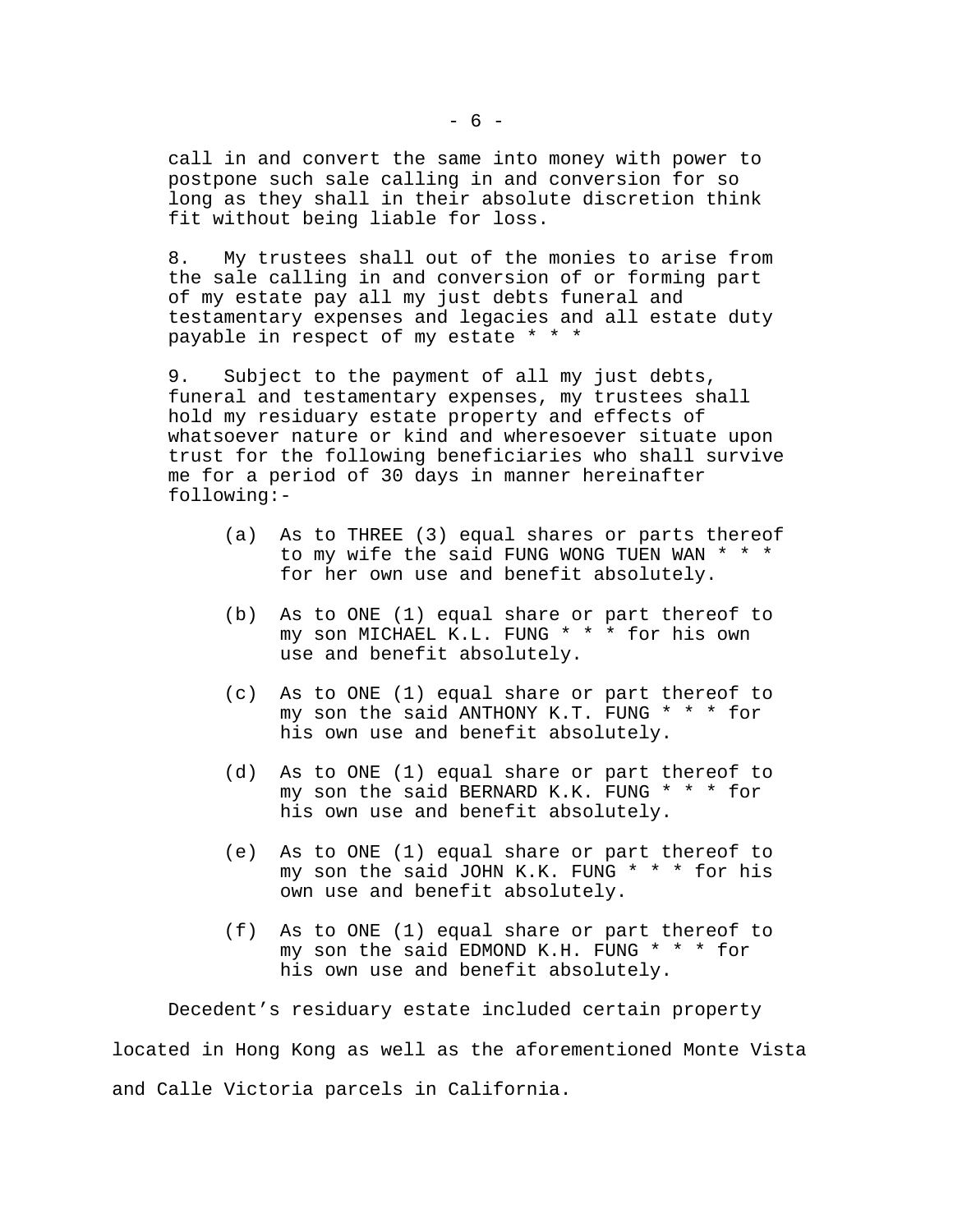call in and convert the same into money with power to postpone such sale calling in and conversion for so long as they shall in their absolute discretion think fit without being liable for loss.

8. My trustees shall out of the monies to arise from the sale calling in and conversion of or forming part of my estate pay all my just debts funeral and testamentary expenses and legacies and all estate duty payable in respect of my estate * * *

9. Subject to the payment of all my just debts, funeral and testamentary expenses, my trustees shall hold my residuary estate property and effects of whatsoever nature or kind and wheresoever situate upon trust for the following beneficiaries who shall survive me for a period of 30 days in manner hereinafter following:-

(a) As to THREE (3) equal shares or parts thereof to my wife the said FUNG WONG TUEN WAN * * * for her own use and benefit absolutely.

(b) As to ONE (1) equal share or part thereof to my son MICHAEL K.L. FUNG * * * for his own use and benefit absolutely.

(c) As to ONE (1) equal share or part thereof to my son the said ANTHONY K.T. FUNG * * * for his own use and benefit absolutely.

(d) As to ONE (1) equal share or part thereof to my son the said BERNARD K.K. FUNG * * * for his own use and benefit absolutely.

(e) As to ONE (1) equal share or part thereof to my son the said JOHN K.K. FUNG * * * for his own use and benefit absolutely.

(f) As to ONE (1) equal share or part thereof to my son the said EDMOND K.H. FUNG * * * for his own use and benefit absolutely.

Decedent's residuary estate included certain property located in Hong Kong as well as the aforementioned Monte Vista and Calle Victoria parcels in California.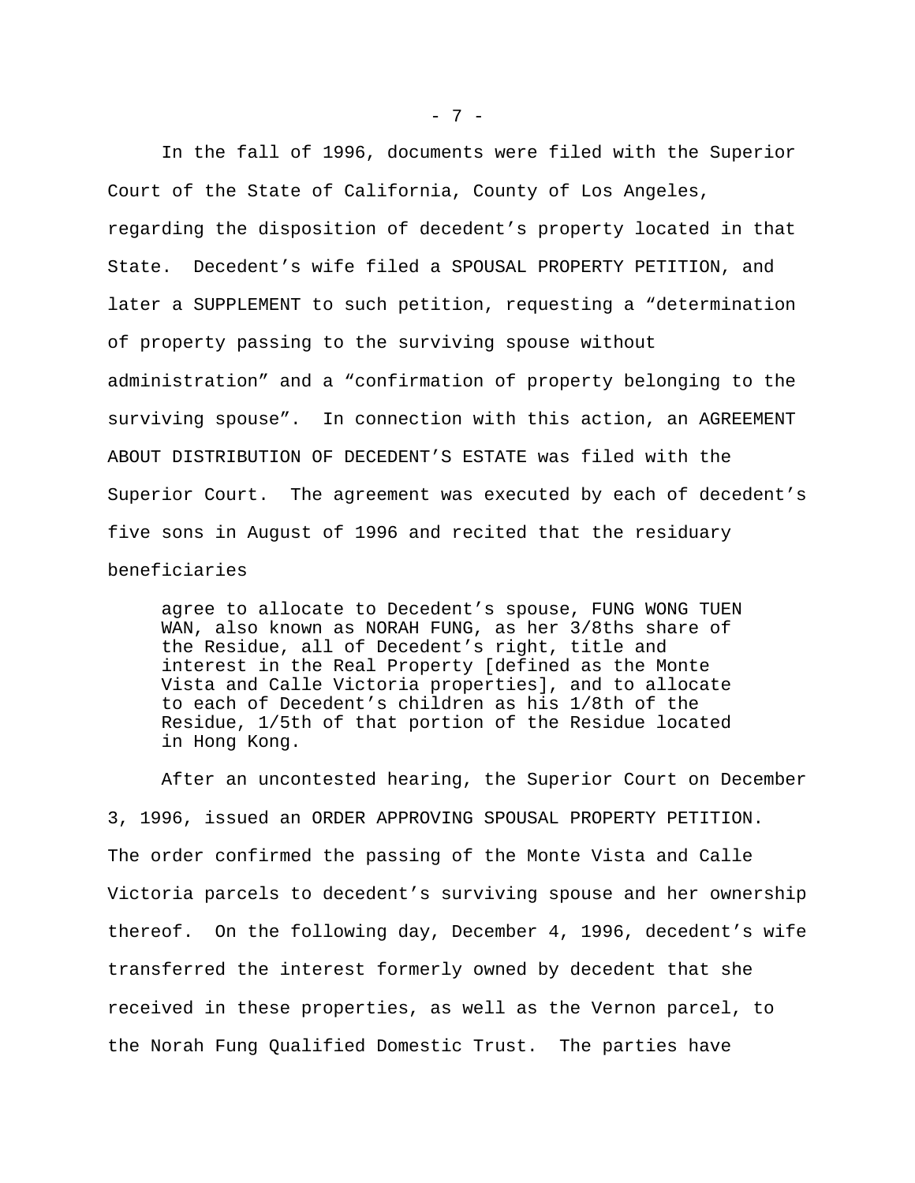In the fall of 1996, documents were filed with the Superior Court of the State of California, County of Los Angeles, regarding the disposition of decedent's property located in that State. Decedent's wife filed a SPOUSAL PROPERTY PETITION, and later a SUPPLEMENT to such petition, requesting a "determination of property passing to the surviving spouse without administration" and a "confirmation of property belonging to the surviving spouse". In connection with this action, an AGREEMENT ABOUT DISTRIBUTION OF DECEDENT'S ESTATE was filed with the Superior Court. The agreement was executed by each of decedent's five sons in August of 1996 and recited that the residuary beneficiaries

> agree to allocate to Decedent's spouse, FUNG WONG TUEN WAN, also known as NORAH FUNG, as her 3/8ths share of the Residue, all of Decedent's right, title and interest in the Real Property [defined as the Monte Vista and Calle Victoria properties], and to allocate to each of Decedent's children as his 1/8th of the Residue, 1/5th of that portion of the Residue located in Hong Kong.

After an uncontested hearing, the Superior Court on December 3, 1996, issued an ORDER APPROVING SPOUSAL PROPERTY PETITION. The order confirmed the passing of the Monte Vista and Calle Victoria parcels to decedent's surviving spouse and her ownership thereof. On the following day, December 4, 1996, decedent's wife transferred the interest formerly owned by decedent that she received in these properties, as well as the Vernon parcel, to the Norah Fung Qualified Domestic Trust. The parties have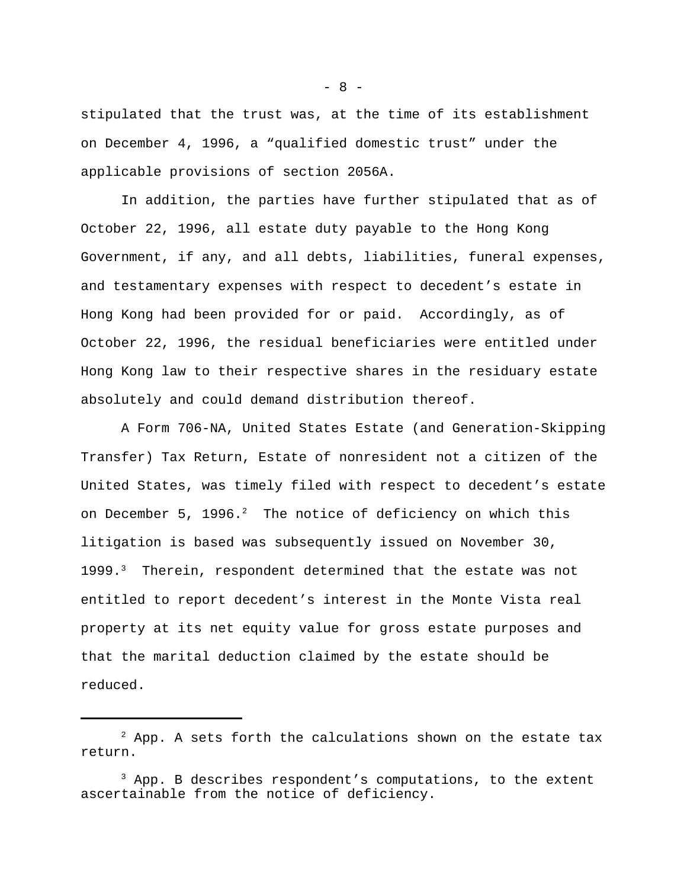stipulated that the trust was, at the time of its establishment on December 4, 1996, a “qualified domestic trust” under the applicable provisions of section 2056A.

In addition, the parties have further stipulated that as of October 22, 1996, all estate duty payable to the Hong Kong Government, if any, and all debts, liabilities, funeral expenses, and testamentary expenses with respect to decedent’s estate in Hong Kong had been provided for or paid. Accordingly, as of October 22, 1996, the residual beneficiaries were entitled under Hong Kong law to their respective shares in the residuary estate absolutely and could demand distribution thereof.

A Form 706-NA, United States Estate (and Generation-Skipping Transfer) Tax Return, Estate of nonresident not a citizen of the United States, was timely filed with respect to decedent’s estate on December 5, 1996.[2] The notice of deficiency on which this litigation is based was subsequently issued on November 30, 1999.[3] Therein, respondent determined that the estate was not entitled to report decedent’s interest in the Monte Vista real property at its net equity value for gross estate purposes and that the marital deduction claimed by the estate should be reduced.

---

[2] App. A sets forth the calculations shown on the estate tax return.

[3] App. B describes respondent’s computations, to the extent ascertainable from the notice of deficiency.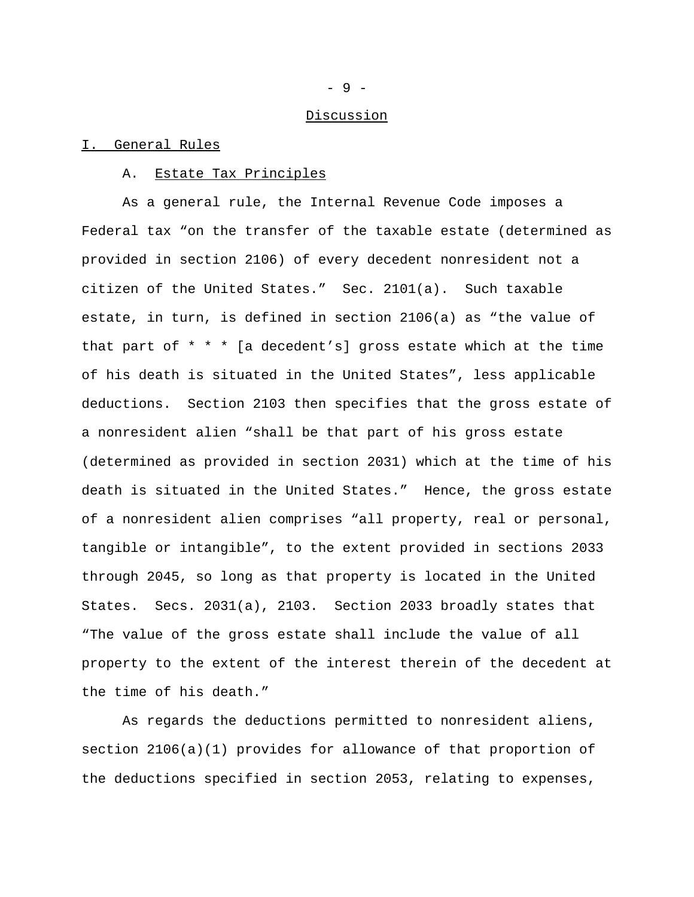## Discussion

### I. General Rules

#### A. Estate Tax Principles

As a general rule, the Internal Revenue Code imposes a Federal tax “on the transfer of the taxable estate (determined as provided in section 2106) of every decedent nonresident not a citizen of the United States.” Sec. 2101(a). Such taxable estate, in turn, is defined in section 2106(a) as “the value of that part of * * * [a decedent’s] gross estate which at the time of his death is situated in the United States”, less applicable deductions. Section 2103 then specifies that the gross estate of a nonresident alien “shall be that part of his gross estate (determined as provided in section 2031) which at the time of his death is situated in the United States.” Hence, the gross estate of a nonresident alien comprises “all property, real or personal, tangible or intangible”, to the extent provided in sections 2033 through 2045, so long as that property is located in the United States. Secs. 2031(a), 2103. Section 2033 broadly states that “The value of the gross estate shall include the value of all property to the extent of the interest therein of the decedent at the time of his death.”

As regards the deductions permitted to nonresident aliens, section 2106(a)(1) provides for allowance of that proportion of the deductions specified in section 2053, relating to expenses,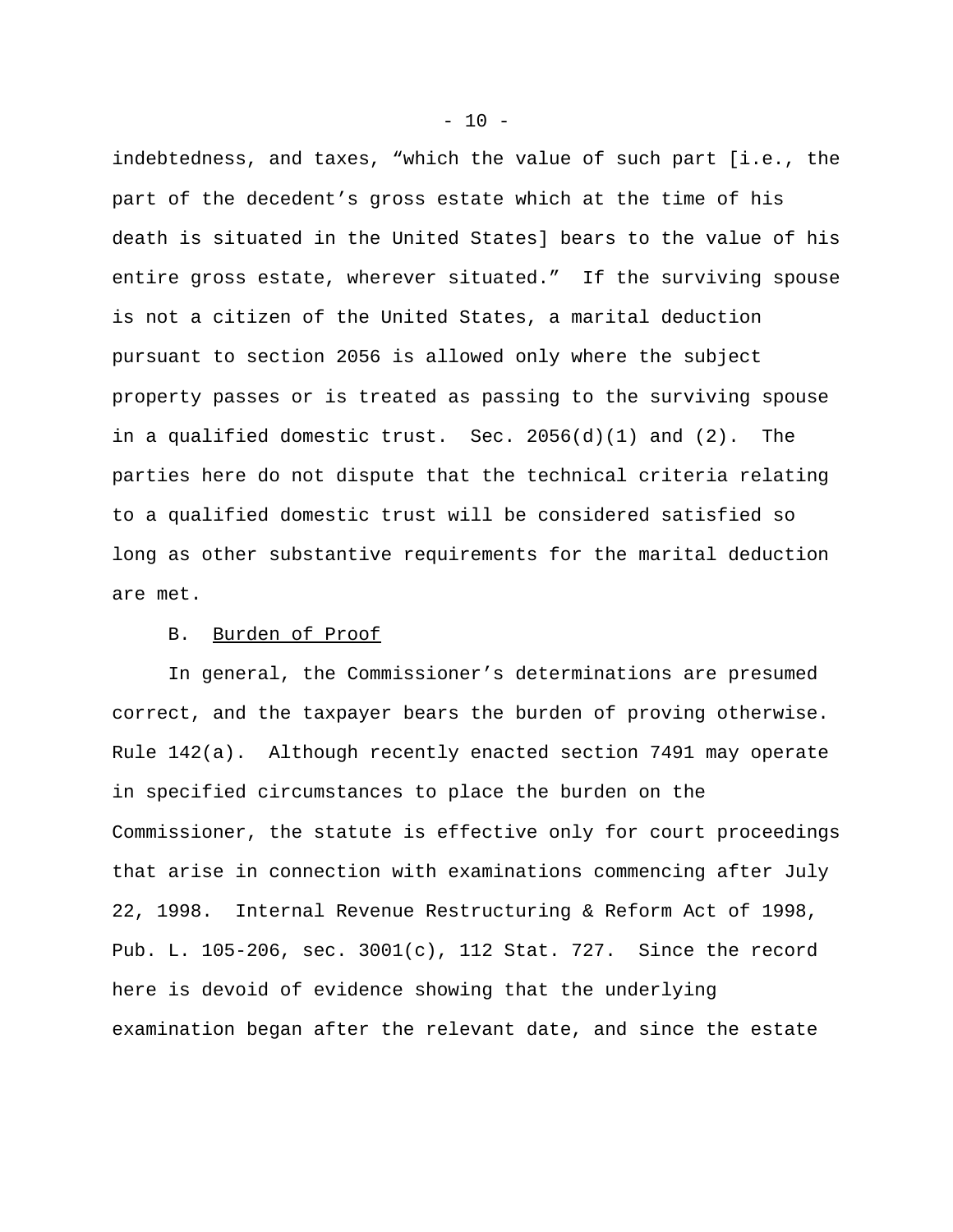indebtedness, and taxes, “which the value of such part [i.e., the part of the decedent’s gross estate which at the time of his death is situated in the United States] bears to the value of his entire gross estate, wherever situated.” If the surviving spouse is not a citizen of the United States, a marital deduction pursuant to section 2056 is allowed only where the subject property passes or is treated as passing to the surviving spouse in a qualified domestic trust. Sec. 2056(d)(1) and (2). The parties here do not dispute that the technical criteria relating to a qualified domestic trust will be considered satisfied so long as other substantive requirements for the marital deduction are met.

B. Burden of Proof

In general, the Commissioner’s determinations are presumed correct, and the taxpayer bears the burden of proving otherwise. Rule 142(a). Although recently enacted section 7491 may operate in specified circumstances to place the burden on the Commissioner, the statute is effective only for court proceedings that arise in connection with examinations commencing after July 22, 1998. Internal Revenue Restructuring & Reform Act of 1998, Pub. L. 105-206, sec. 3001(c), 112 Stat. 727. Since the record here is devoid of evidence showing that the underlying examination began after the relevant date, and since the estate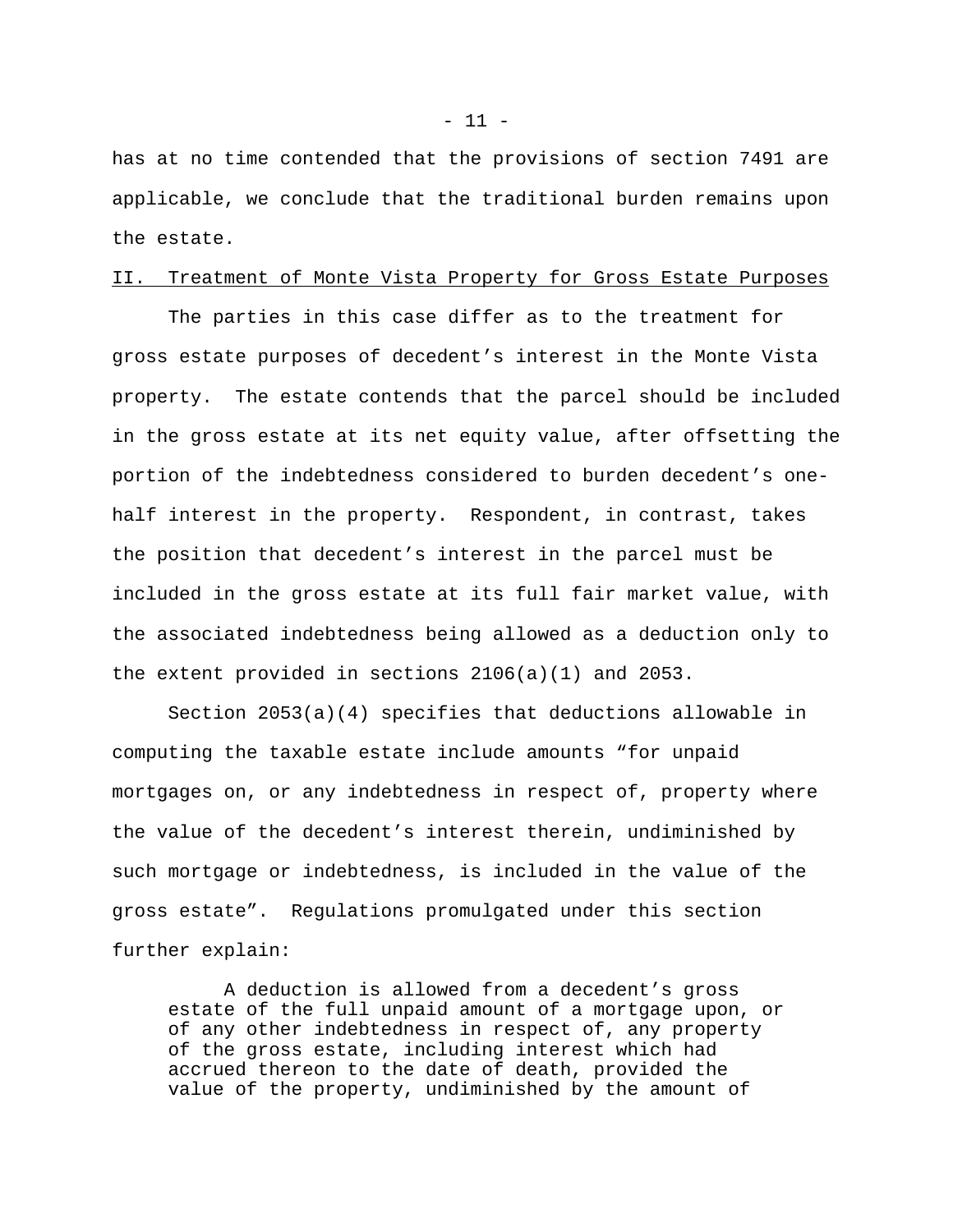has at no time contended that the provisions of section 7491 are applicable, we conclude that the traditional burden remains upon the estate.

## II. Treatment of Monte Vista Property for Gross Estate Purposes

The parties in this case differ as to the treatment for gross estate purposes of decedent's interest in the Monte Vista property. The estate contends that the parcel should be included in the gross estate at its net equity value, after offsetting the portion of the indebtedness considered to burden decedent's one-half interest in the property. Respondent, in contrast, takes the position that decedent's interest in the parcel must be included in the gross estate at its full fair market value, with the associated indebtedness being allowed as a deduction only to the extent provided in sections 2106(a)(1) and 2053.

Section 2053(a)(4) specifies that deductions allowable in computing the taxable estate include amounts "for unpaid mortgages on, or any indebtedness in respect of, property where the value of the decedent's interest therein, undiminished by such mortgage or indebtedness, is included in the value of the gross estate". Regulations promulgated under this section further explain:

> A deduction is allowed from a decedent's gross estate of the full unpaid amount of a mortgage upon, or of any other indebtedness in respect of, any property of the gross estate, including interest which had accrued thereon to the date of death, provided the value of the property, undiminished by the amount of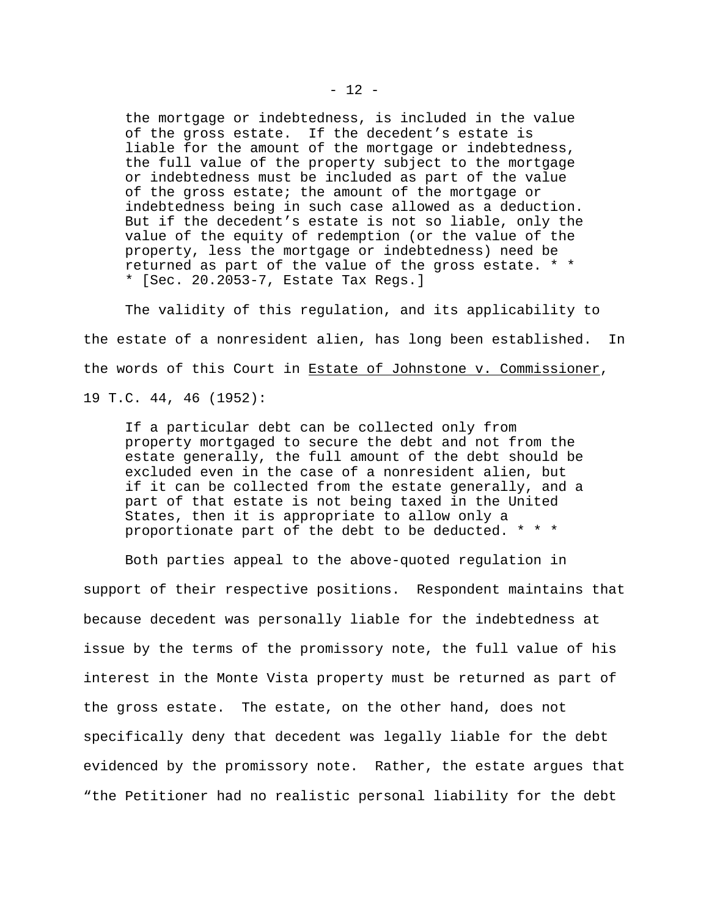> the mortgage or indebtedness, is included in the value of the gross estate. If the decedent's estate is liable for the amount of the mortgage or indebtedness, the full value of the property subject to the mortgage or indebtedness must be included as part of the value of the gross estate; the amount of the mortgage or indebtedness being in such case allowed as a deduction. But if the decedent's estate is not so liable, only the value of the equity of redemption (or the value of the property, less the mortgage or indebtedness) need be returned as part of the value of the gross estate. * * * [Sec. 20.2053-7, Estate Tax Regs.]

The validity of this regulation, and its applicability to the estate of a nonresident alien, has long been established. In the words of this Court in Estate of Johnstone v. Commissioner, 19 T.C. 44, 46 (1952):

> If a particular debt can be collected only from property mortgaged to secure the debt and not from the estate generally, the full amount of the debt should be excluded even in the case of a nonresident alien, but if it can be collected from the estate generally, and a part of that estate is not being taxed in the United States, then it is appropriate to allow only a proportionate part of the debt to be deducted. * * *

Both parties appeal to the above-quoted regulation in support of their respective positions. Respondent maintains that because decedent was personally liable for the indebtedness at issue by the terms of the promissory note, the full value of his interest in the Monte Vista property must be returned as part of the gross estate. The estate, on the other hand, does not specifically deny that decedent was legally liable for the debt evidenced by the promissory note. Rather, the estate argues that "the Petitioner had no realistic personal liability for the debt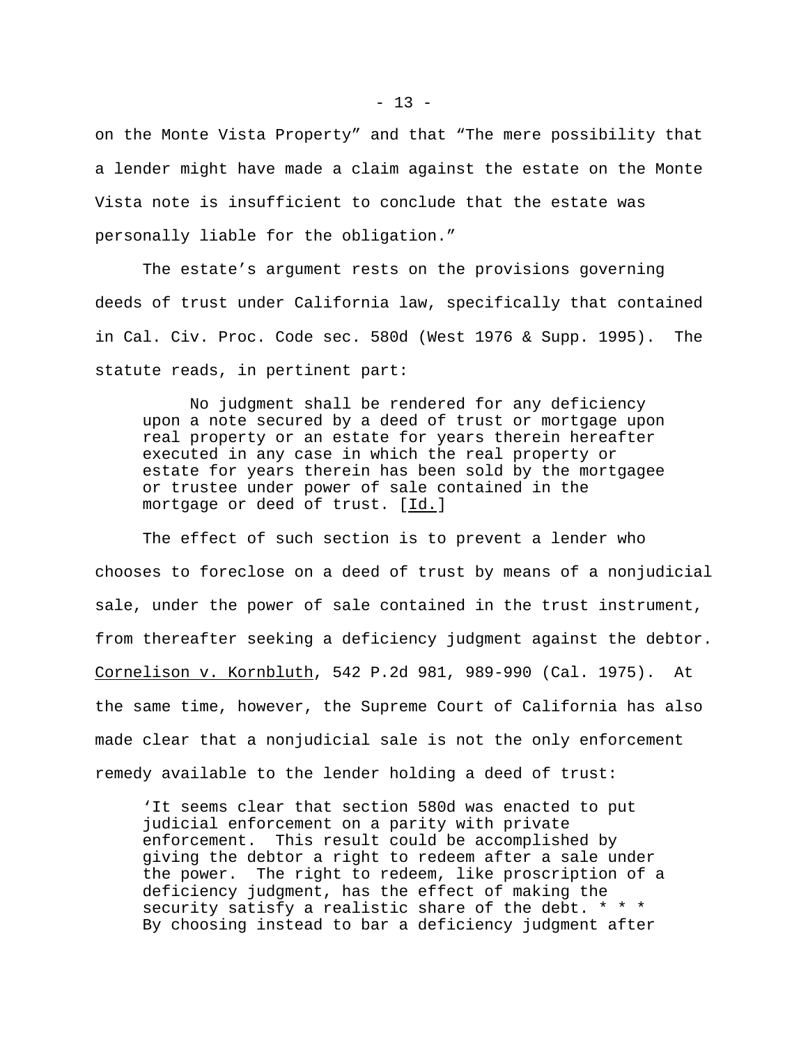on the Monte Vista Property" and that "The mere possibility that a lender might have made a claim against the estate on the Monte Vista note is insufficient to conclude that the estate was personally liable for the obligation."

The estate's argument rests on the provisions governing deeds of trust under California law, specifically that contained in Cal. Civ. Proc. Code sec. 580d (West 1976 & Supp. 1995). The statute reads, in pertinent part:

> No judgment shall be rendered for any deficiency upon a note secured by a deed of trust or mortgage upon real property or an estate for years therein hereafter executed in any case in which the real property or estate for years therein has been sold by the mortgagee or trustee under power of sale contained in the mortgage or deed of trust. [Id.]

The effect of such section is to prevent a lender who chooses to foreclose on a deed of trust by means of a nonjudicial sale, under the power of sale contained in the trust instrument, from thereafter seeking a deficiency judgment against the debtor. Cornelison v. Kornbluth, 542 P.2d 981, 989-990 (Cal. 1975). At the same time, however, the Supreme Court of California has also made clear that a nonjudicial sale is not the only enforcement remedy available to the lender holding a deed of trust:

> 'It seems clear that section 580d was enacted to put judicial enforcement on a parity with private enforcement. This result could be accomplished by giving the debtor a right to redeem after a sale under the power. The right to redeem, like proscription of a deficiency judgment, has the effect of making the security satisfy a realistic share of the debt. * * * By choosing instead to bar a deficiency judgment after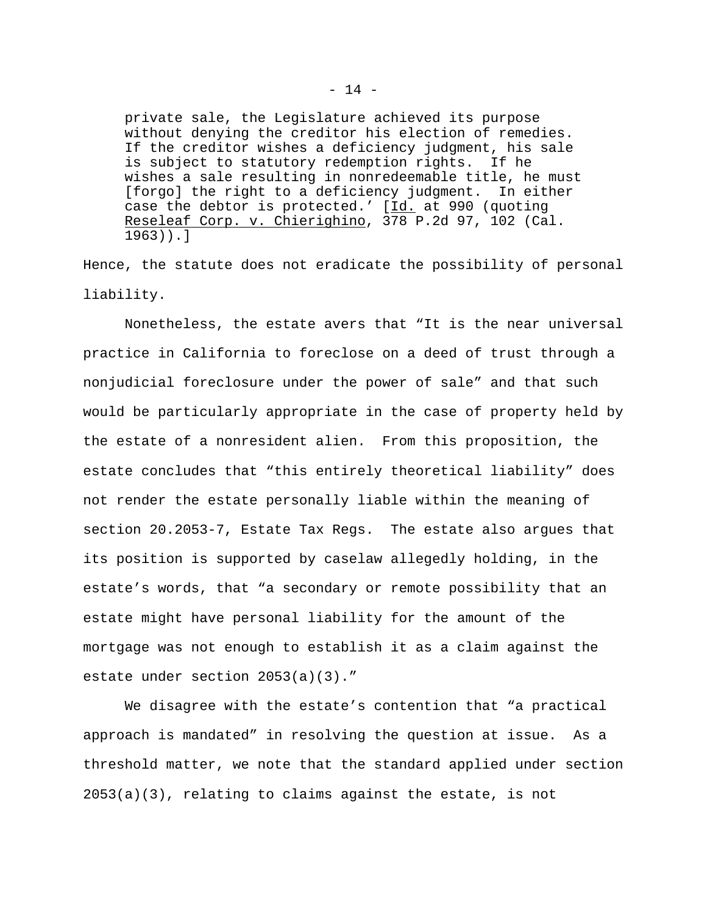> private sale, the Legislature achieved its purpose without denying the creditor his election of remedies. If the creditor wishes a deficiency judgment, his sale is subject to statutory redemption rights. If he wishes a sale resulting in nonredeemable title, he must [forgo] the right to a deficiency judgment. In either case the debtor is protected.' [Id. at 990 (quoting Reseleaf Corp. v. Chierighino, 378 P.2d 97, 102 (Cal. 1963)).]

Hence, the statute does not eradicate the possibility of personal liability.

Nonetheless, the estate avers that "It is the near universal practice in California to foreclose on a deed of trust through a nonjudicial foreclosure under the power of sale" and that such would be particularly appropriate in the case of property held by the estate of a nonresident alien. From this proposition, the estate concludes that "this entirely theoretical liability" does not render the estate personally liable within the meaning of section 20.2053-7, Estate Tax Regs. The estate also argues that its position is supported by caselaw allegedly holding, in the estate's words, that "a secondary or remote possibility that an estate might have personal liability for the amount of the mortgage was not enough to establish it as a claim against the estate under section 2053(a)(3)."

We disagree with the estate's contention that "a practical approach is mandated" in resolving the question at issue. As a threshold matter, we note that the standard applied under section 2053(a)(3), relating to claims against the estate, is not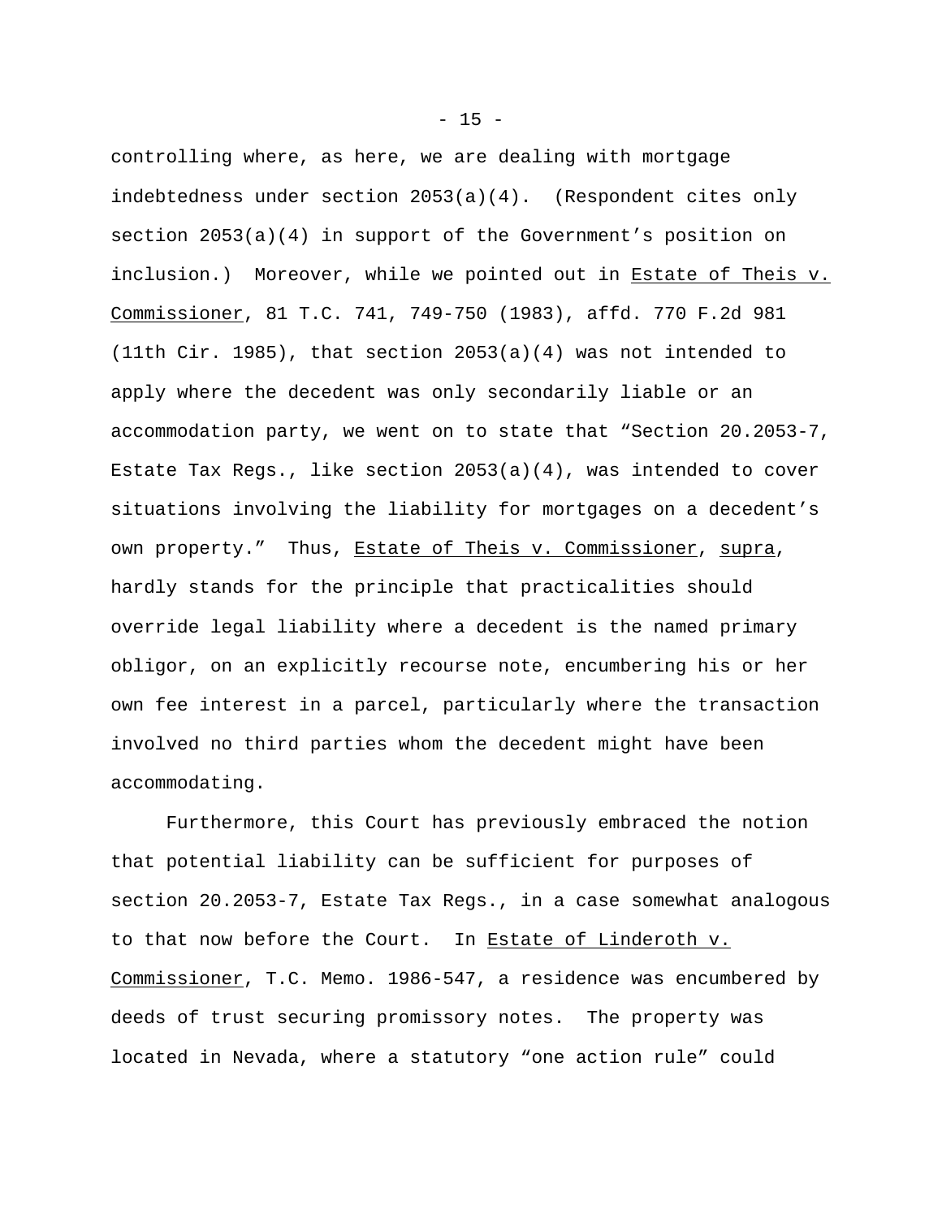controlling where, as here, we are dealing with mortgage indebtedness under section 2053(a)(4). (Respondent cites only section 2053(a)(4) in support of the Government's position on inclusion.) Moreover, while we pointed out in Estate of Theis v. Commissioner, 81 T.C. 741, 749-750 (1983), affd. 770 F.2d 981 (11th Cir. 1985), that section 2053(a)(4) was not intended to apply where the decedent was only secondarily liable or an accommodation party, we went on to state that "Section 20.2053-7, Estate Tax Regs., like section 2053(a)(4), was intended to cover situations involving the liability for mortgages on a decedent's own property." Thus, Estate of Theis v. Commissioner, supra, hardly stands for the principle that practicalities should override legal liability where a decedent is the named primary obligor, on an explicitly recourse note, encumbering his or her own fee interest in a parcel, particularly where the transaction involved no third parties whom the decedent might have been accommodating.

Furthermore, this Court has previously embraced the notion that potential liability can be sufficient for purposes of section 20.2053-7, Estate Tax Regs., in a case somewhat analogous to that now before the Court. In Estate of Linderoth v. Commissioner, T.C. Memo. 1986-547, a residence was encumbered by deeds of trust securing promissory notes. The property was located in Nevada, where a statutory "one action rule" could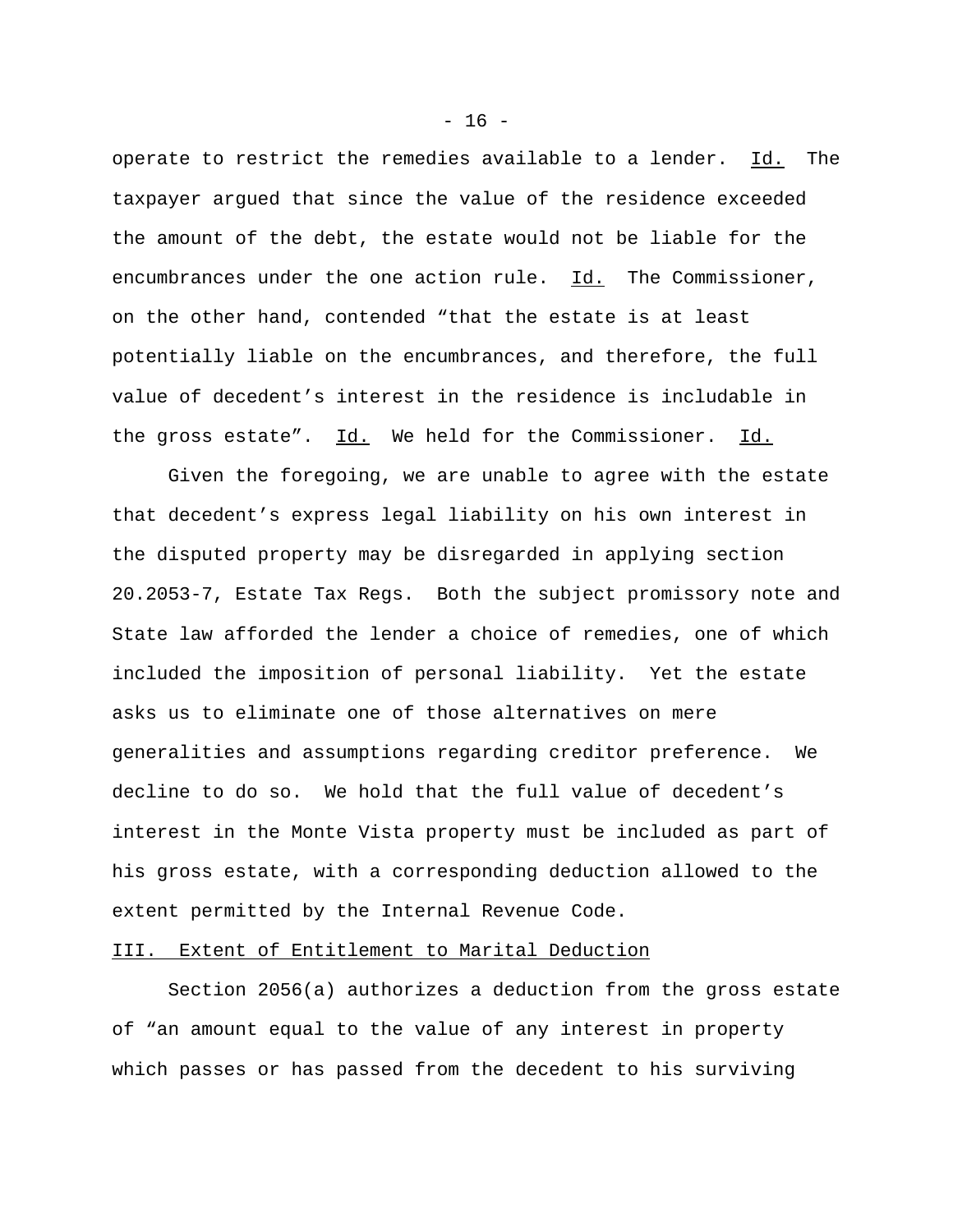operate to restrict the remedies available to a lender. Id. The taxpayer argued that since the value of the residence exceeded the amount of the debt, the estate would not be liable for the encumbrances under the one action rule. Id. The Commissioner, on the other hand, contended "that the estate is at least potentially liable on the encumbrances, and therefore, the full value of decedent's interest in the residence is includable in the gross estate". Id. We held for the Commissioner. Id.

Given the foregoing, we are unable to agree with the estate that decedent's express legal liability on his own interest in the disputed property may be disregarded in applying section 20.2053-7, Estate Tax Regs. Both the subject promissory note and State law afforded the lender a choice of remedies, one of which included the imposition of personal liability. Yet the estate asks us to eliminate one of those alternatives on mere generalities and assumptions regarding creditor preference. We decline to do so. We hold that the full value of decedent's interest in the Monte Vista property must be included as part of his gross estate, with a corresponding deduction allowed to the extent permitted by the Internal Revenue Code.

## III. Extent of Entitlement to Marital Deduction

Section 2056(a) authorizes a deduction from the gross estate of "an amount equal to the value of any interest in property which passes or has passed from the decedent to his surviving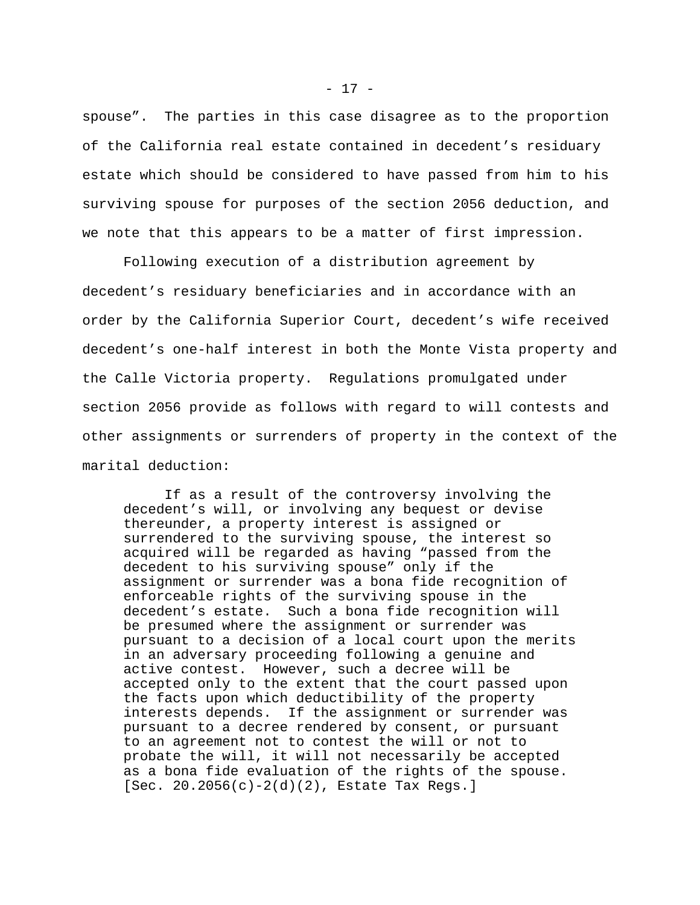spouse". The parties in this case disagree as to the proportion of the California real estate contained in decedent's residuary estate which should be considered to have passed from him to his surviving spouse for purposes of the section 2056 deduction, and we note that this appears to be a matter of first impression.

Following execution of a distribution agreement by decedent's residuary beneficiaries and in accordance with an order by the California Superior Court, decedent's wife received decedent's one-half interest in both the Monte Vista property and the Calle Victoria property. Regulations promulgated under section 2056 provide as follows with regard to will contests and other assignments or surrenders of property in the context of the marital deduction:

> If as a result of the controversy involving the decedent's will, or involving any bequest or devise thereunder, a property interest is assigned or surrendered to the surviving spouse, the interest so acquired will be regarded as having "passed from the decedent to his surviving spouse" only if the assignment or surrender was a bona fide recognition of enforceable rights of the surviving spouse in the decedent's estate. Such a bona fide recognition will be presumed where the assignment or surrender was pursuant to a decision of a local court upon the merits in an adversary proceeding following a genuine and active contest. However, such a decree will be accepted only to the extent that the court passed upon the facts upon which deductibility of the property interests depends. If the assignment or surrender was pursuant to a decree rendered by consent, or pursuant to an agreement not to contest the will or not to probate the will, it will not necessarily be accepted as a bona fide evaluation of the rights of the spouse. [Sec. 20.2056(c)-2(d)(2), Estate Tax Regs.]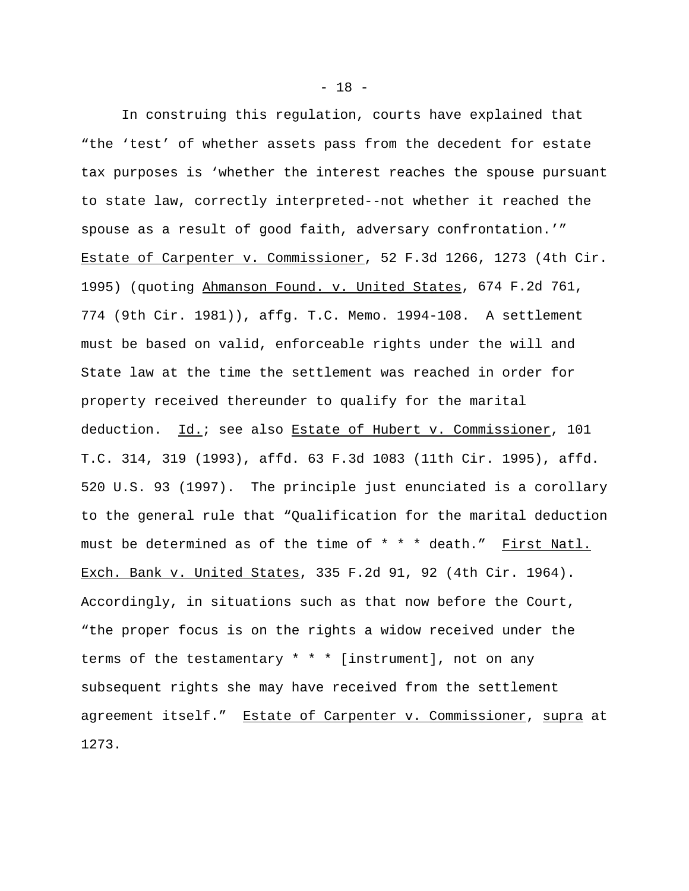In construing this regulation, courts have explained that "the 'test' of whether assets pass from the decedent for estate tax purposes is 'whether the interest reaches the spouse pursuant to state law, correctly interpreted--not whether it reached the spouse as a result of good faith, adversary confrontation.'" Estate of Carpenter v. Commissioner, 52 F.3d 1266, 1273 (4th Cir. 1995) (quoting Ahmanson Found. v. United States, 674 F.2d 761, 774 (9th Cir. 1981)), affg. T.C. Memo. 1994-108. A settlement must be based on valid, enforceable rights under the will and State law at the time the settlement was reached in order for property received thereunder to qualify for the marital deduction. Id.; see also Estate of Hubert v. Commissioner, 101 T.C. 314, 319 (1993), affd. 63 F.3d 1083 (11th Cir. 1995), affd. 520 U.S. 93 (1997). The principle just enunciated is a corollary to the general rule that "Qualification for the marital deduction must be determined as of the time of * * * death." First Natl. Exch. Bank v. United States, 335 F.2d 91, 92 (4th Cir. 1964). Accordingly, in situations such as that now before the Court, "the proper focus is on the rights a widow received under the terms of the testamentary * * * [instrument], not on any subsequent rights she may have received from the settlement agreement itself." Estate of Carpenter v. Commissioner, supra at 1273.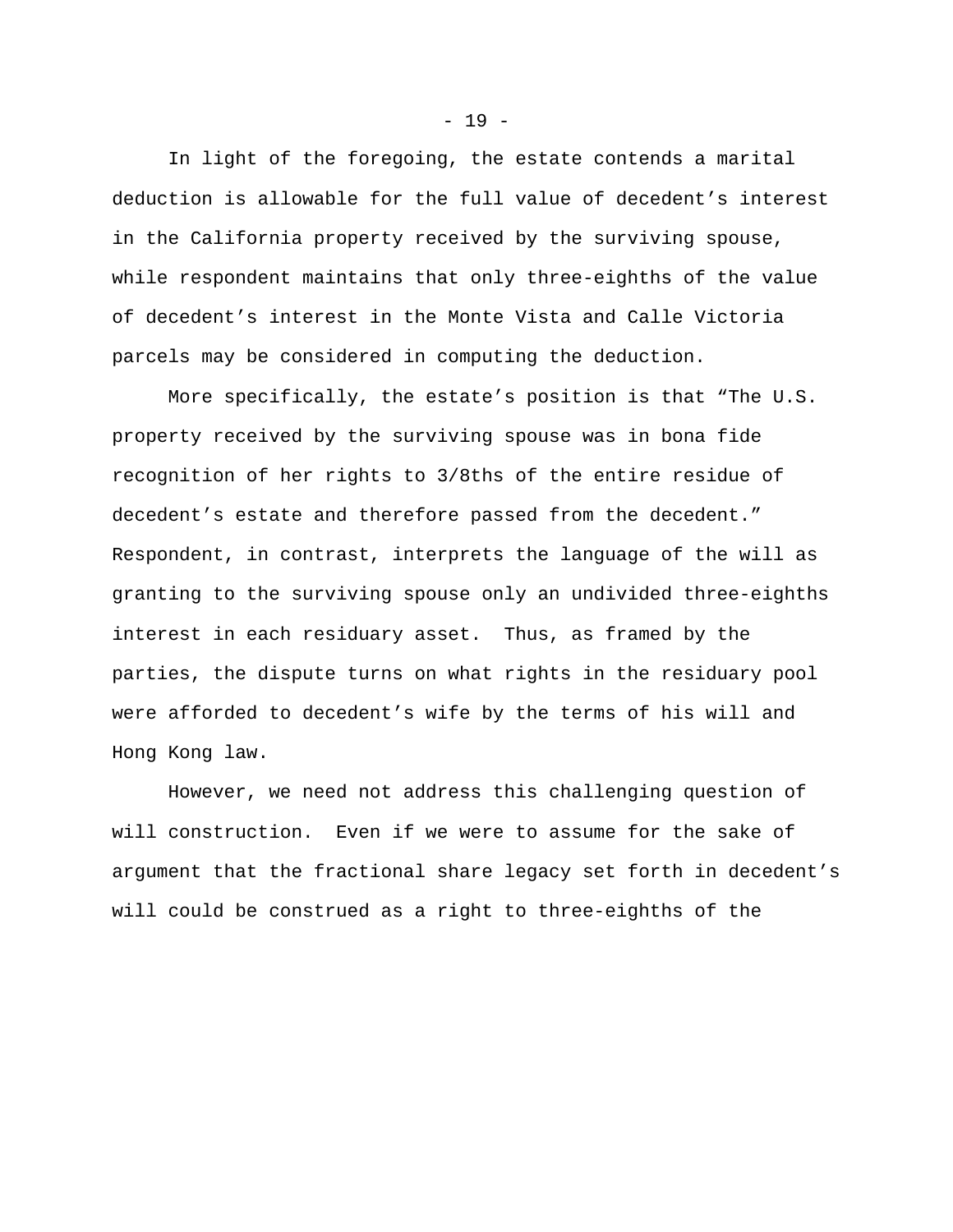In light of the foregoing, the estate contends a marital deduction is allowable for the full value of decedent’s interest in the California property received by the surviving spouse, while respondent maintains that only three-eighths of the value of decedent’s interest in the Monte Vista and Calle Victoria parcels may be considered in computing the deduction.

More specifically, the estate’s position is that “The U.S. property received by the surviving spouse was in bona fide recognition of her rights to 3/8ths of the entire residue of decedent’s estate and therefore passed from the decedent.” Respondent, in contrast, interprets the language of the will as granting to the surviving spouse only an undivided three-eighths interest in each residuary asset. Thus, as framed by the parties, the dispute turns on what rights in the residuary pool were afforded to decedent’s wife by the terms of his will and Hong Kong law.

However, we need not address this challenging question of will construction. Even if we were to assume for the sake of argument that the fractional share legacy set forth in decedent’s will could be construed as a right to three-eighths of the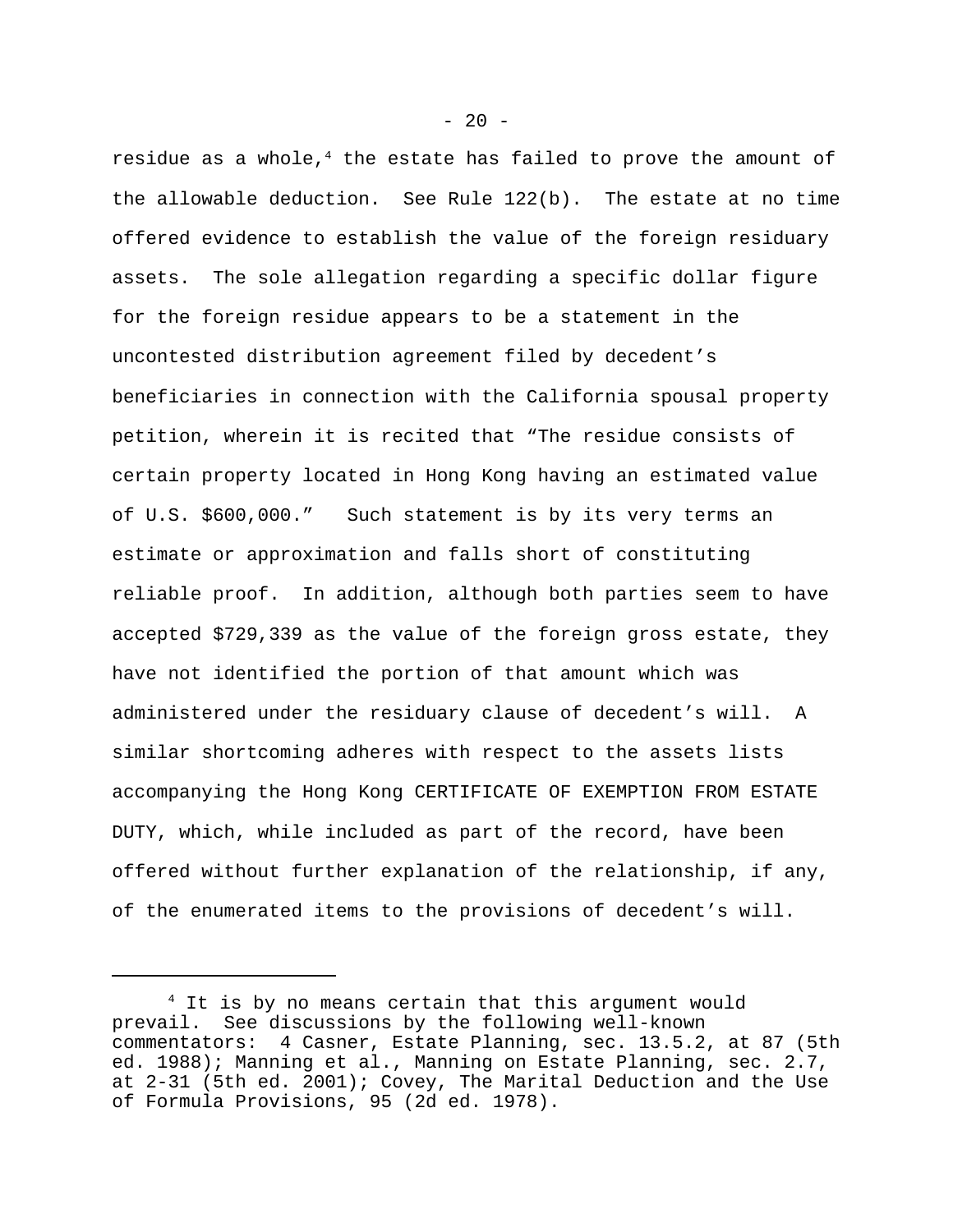residue as a whole,[4] the estate has failed to prove the amount of the allowable deduction. See Rule 122(b). The estate at no time offered evidence to establish the value of the foreign residuary assets. The sole allegation regarding a specific dollar figure for the foreign residue appears to be a statement in the uncontested distribution agreement filed by decedent's beneficiaries in connection with the California spousal property petition, wherein it is recited that "The residue consists of certain property located in Hong Kong having an estimated value of U.S. $600,000." Such statement is by its very terms an estimate or approximation and falls short of constituting reliable proof. In addition, although both parties seem to have accepted $729,339 as the value of the foreign gross estate, they have not identified the portion of that amount which was administered under the residuary clause of decedent's will. A similar shortcoming adheres with respect to the assets lists accompanying the Hong Kong CERTIFICATE OF EXEMPTION FROM ESTATE DUTY, which, while included as part of the record, have been offered without further explanation of the relationship, if any, of the enumerated items to the provisions of decedent's will.

---

[4] It is by no means certain that this argument would prevail. See discussions by the following well-known commentators: 4 Casner, Estate Planning, sec. 13.5.2, at 87 (5th ed. 1988); Manning et al., Manning on Estate Planning, sec. 2.7, at 2-31 (5th ed. 2001); Covey, The Marital Deduction and the Use of Formula Provisions, 95 (2d ed. 1978).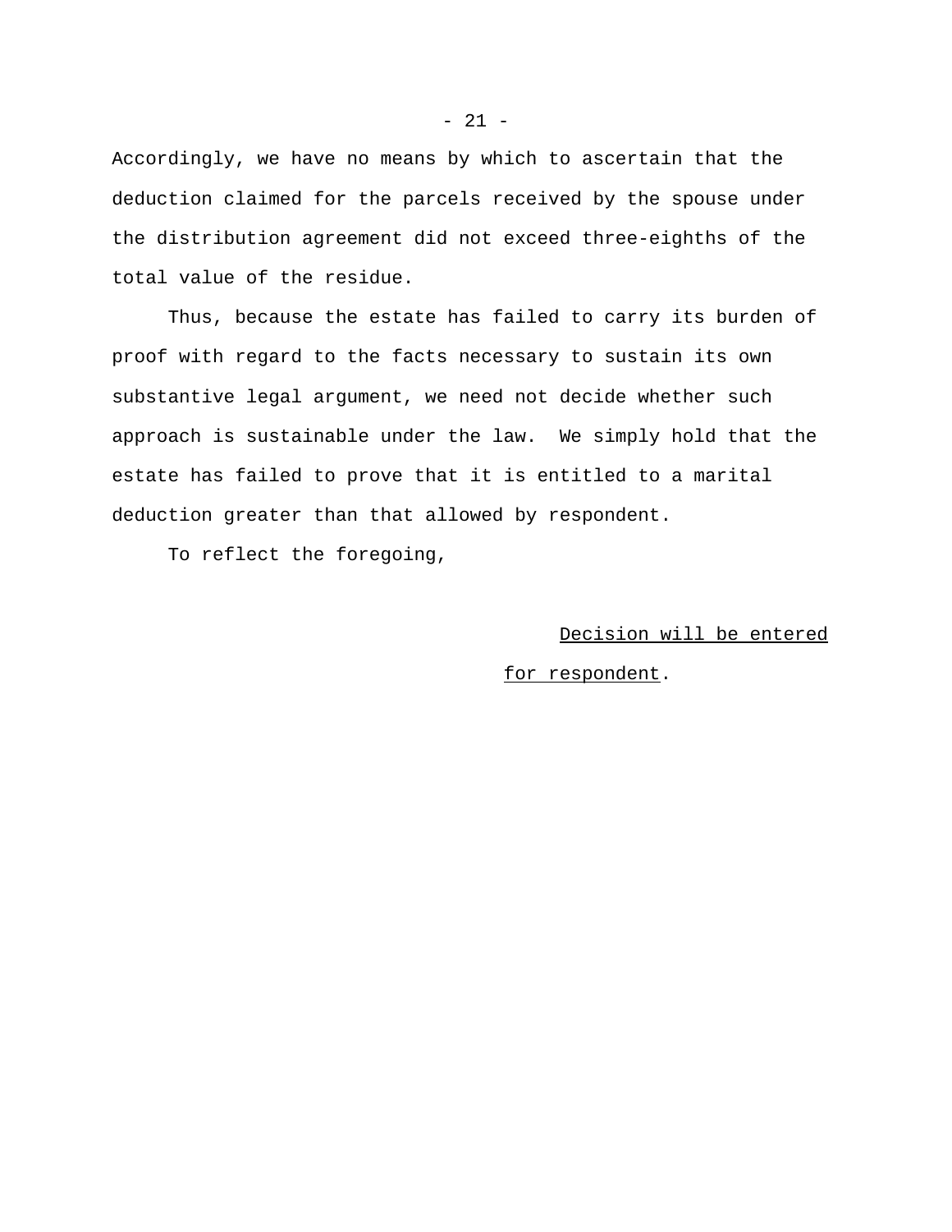Accordingly, we have no means by which to ascertain that the deduction claimed for the parcels received by the spouse under the distribution agreement did not exceed three-eighths of the total value of the residue.

Thus, because the estate has failed to carry its burden of proof with regard to the facts necessary to sustain its own substantive legal argument, we need not decide whether such approach is sustainable under the law. We simply hold that the estate has failed to prove that it is entitled to a marital deduction greater than that allowed by respondent.

To reflect the foregoing,

Decision will be entered for respondent.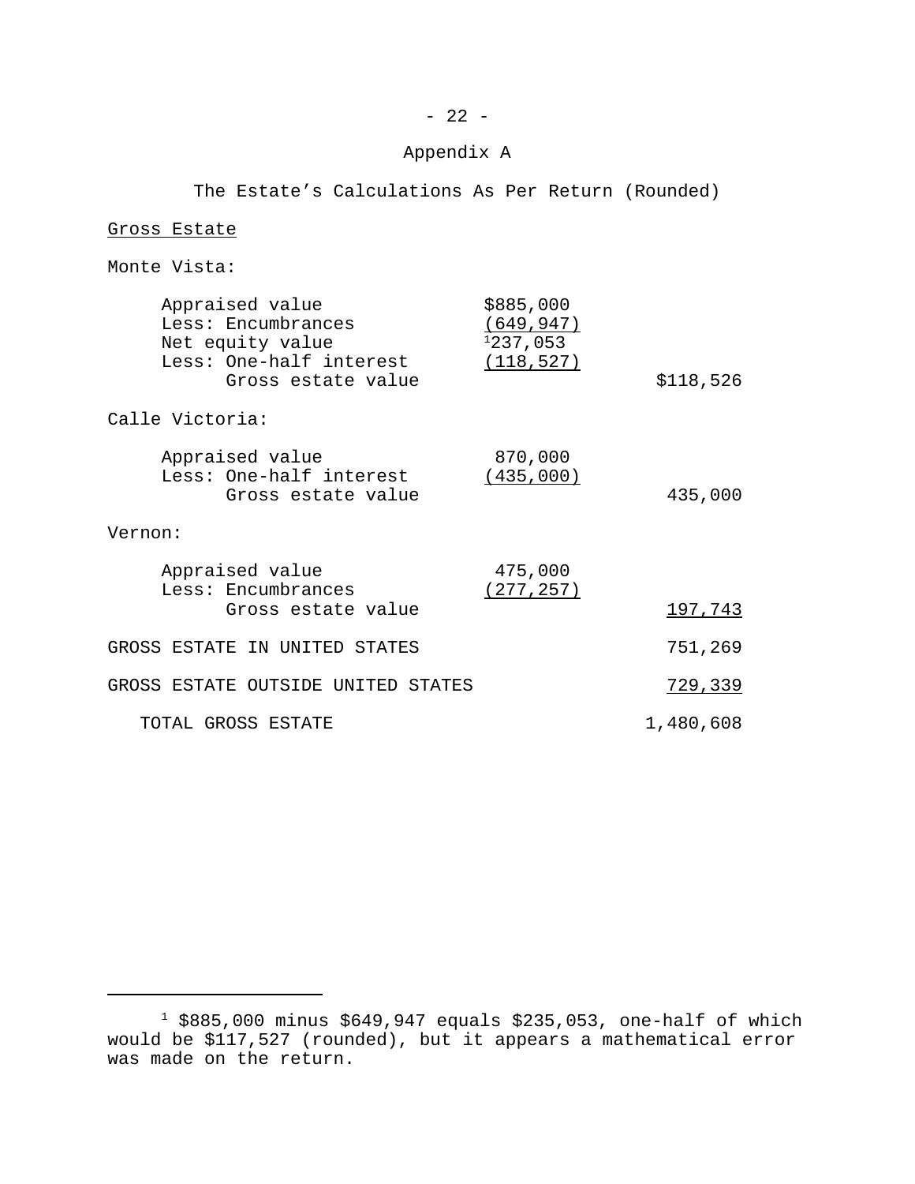## Appendix A

### The Estate's Calculations As Per Return (Rounded)

Gross Estate

| | | |
|---|---|---|
| **Monte Vista:** | | |
| Appraised value | $885,000 | |
| Less: Encumbrances | (649,947) | |
| Net equity value | [1]237,053 | |
| Less: One-half interest | (118,527) | |
| Gross estate value | | $118,526 |
| **Calle Victoria:** | | |
| Appraised value | 870,000 | |
| Less: One-half interest | (435,000) | |
| Gross estate value | | 435,000 |
| **Vernon:** | | |
| Appraised value | 475,000 | |
| Less: Encumbrances | (277,257) | |
| Gross estate value | | 197,743 |
| GROSS ESTATE IN UNITED STATES | | 751,269 |
| GROSS ESTATE OUTSIDE UNITED STATES | | 729,339 |
| TOTAL GROSS ESTATE | | 1,480,608 |

[1] $885,000 minus $649,947 equals $235,053, one-half of which would be $117,527 (rounded), but it appears a mathematical error was made on the return.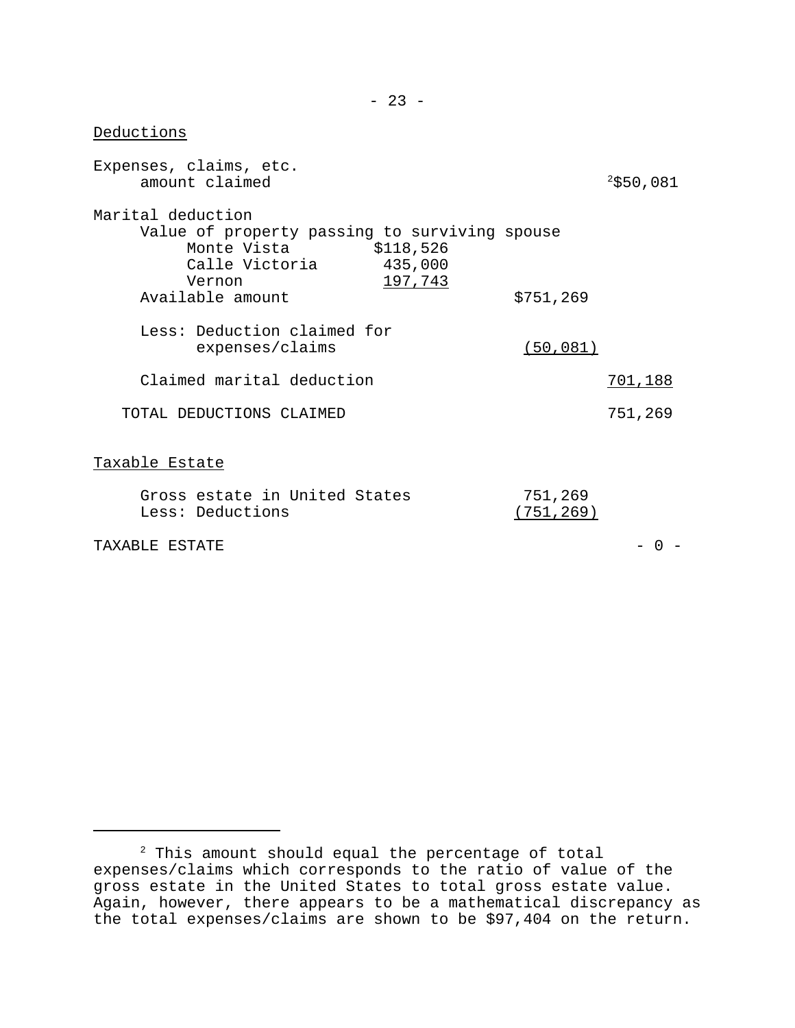Deductions

| | | | |
|---|---|---|---|
| Expenses, claims, etc. amount claimed | | | [2]$50,081 |
| Marital deduction | | | |
| Value of property passing to surviving spouse | | | |
| Monte Vista | $118,526 | | |
| Calle Victoria | 435,000 | | |
| Vernon | 197,743 | | |
| Available amount | | $751,269 | |
| Less: Deduction claimed for expenses/claims | | (50,081) | |
| Claimed marital deduction | | | 701,188 |
| TOTAL DEDUCTIONS CLAIMED | | | 751,269 |

Taxable Estate

| | | |
|---|---|---|
| Gross estate in United States | 751,269 | |
| Less: Deductions | (751,269) | |
| TAXABLE ESTATE | | - 0 - |

---

[2] This amount should equal the percentage of total expenses/claims which corresponds to the ratio of value of the gross estate in the United States to total gross estate value. Again, however, there appears to be a mathematical discrepancy as the total expenses/claims are shown to be $97,404 on the return.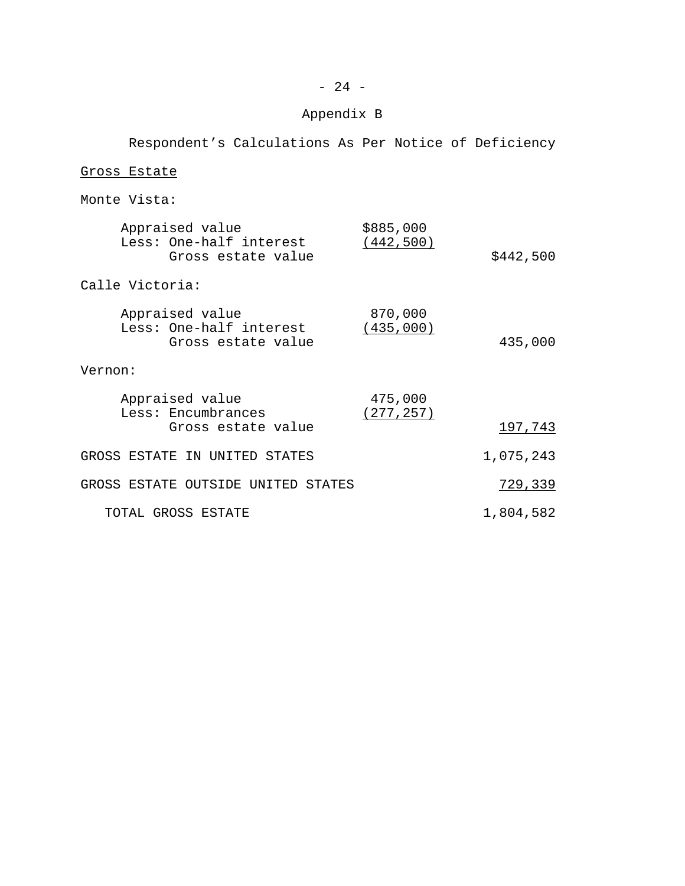# Appendix B

Respondent’s Calculations As Per Notice of Deficiency

Gross Estate

| | | |
|---|---|---|
| Monte Vista: | | |
| Appraised value | $885,000 | |
| Less: One-half interest | (442,500) | |
| Gross estate value | | $442,500 |
| Calle Victoria: | | |
| Appraised value | 870,000 | |
| Less: One-half interest | (435,000) | |
| Gross estate value | | 435,000 |
| Vernon: | | |
| Appraised value | 475,000 | |
| Less: Encumbrances | (277,257) | |
| Gross estate value | | 197,743 |
| GROSS ESTATE IN UNITED STATES | | 1,075,243 |
| GROSS ESTATE OUTSIDE UNITED STATES | | 729,339 |
| TOTAL GROSS ESTATE | | 1,804,582 |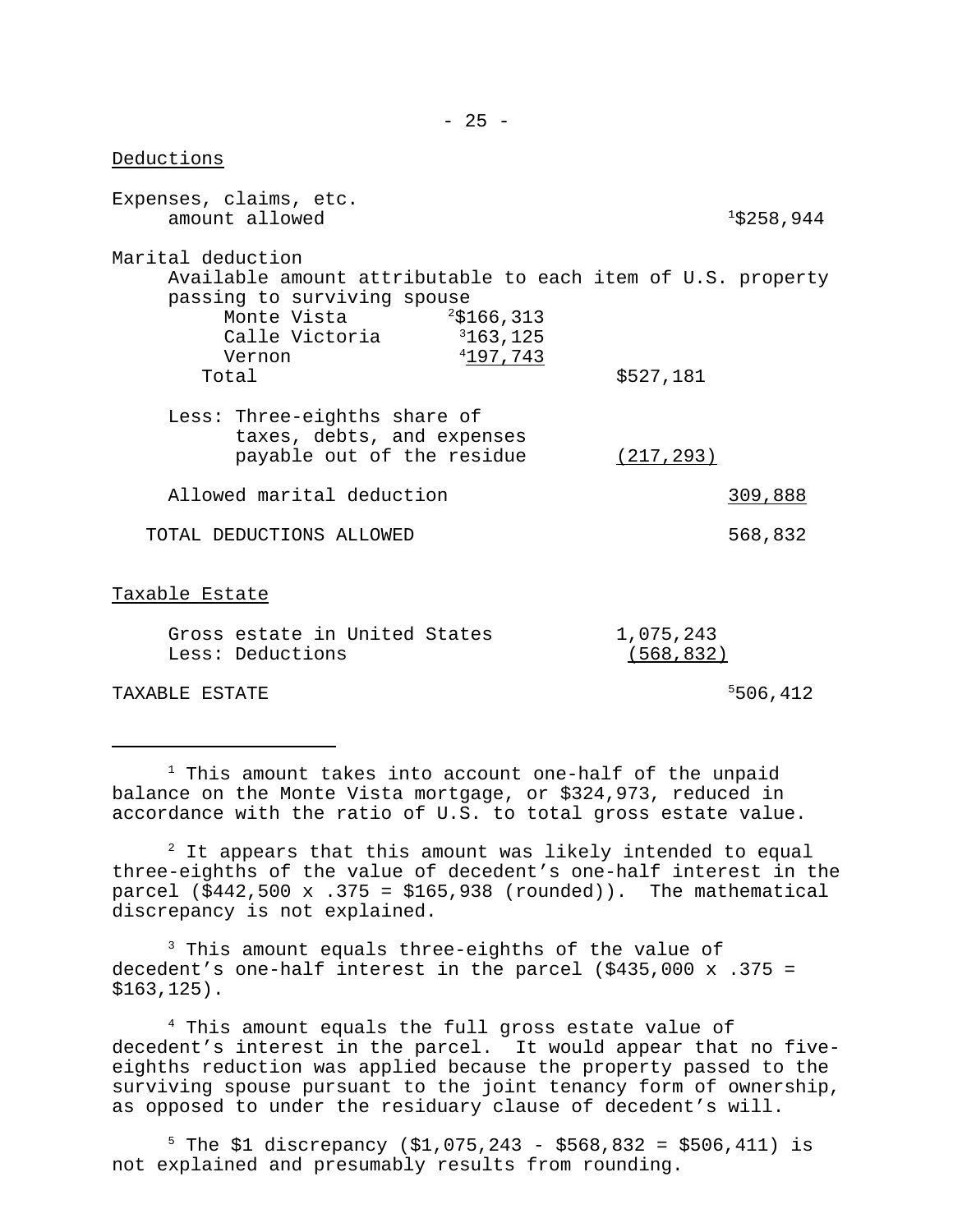Deductions

| | | | |
|---|---|---|---|
| Expenses, claims, etc. | | | |
| amount allowed | | | [1]$258,944 |
| Marital deduction | | | |
| Available amount attributable to each item of U.S. property passing to surviving spouse | | | |
| Monte Vista | [2]$166,313 | | |
| Calle Victoria | [3]163,125 | | |
| Vernon | [4]197,743 | | |
| Total | | $527,181 | |
| Less: Three-eighths share of taxes, debts, and expenses payable out of the residue | | (217,293) | |
| Allowed marital deduction | | | 309,888 |
| TOTAL DEDUCTIONS ALLOWED | | | 568,832 |

Taxable Estate

| | | |
|---|---|---|
| Gross estate in United States | 1,075,243 | |
| Less: Deductions | (568,832) | |
| TAXABLE ESTATE | | [5]506,412 |

---

[1] This amount takes into account one-half of the unpaid balance on the Monte Vista mortgage, or $324,973, reduced in accordance with the ratio of U.S. to total gross estate value.

[2] It appears that this amount was likely intended to equal three-eighths of the value of decedent's one-half interest in the parcel ($442,500 x .375 = $165,938 (rounded)). The mathematical discrepancy is not explained.

[3] This amount equals three-eighths of the value of decedent's one-half interest in the parcel ($435,000 x .375 = $163,125).

[4] This amount equals the full gross estate value of decedent's interest in the parcel. It would appear that no five-eighths reduction was applied because the property passed to the surviving spouse pursuant to the joint tenancy form of ownership, as opposed to under the residuary clause of decedent's will.

[5] The $1 discrepancy ($1,075,243 - $568,832 = $506,411) is not explained and presumably results from rounding.